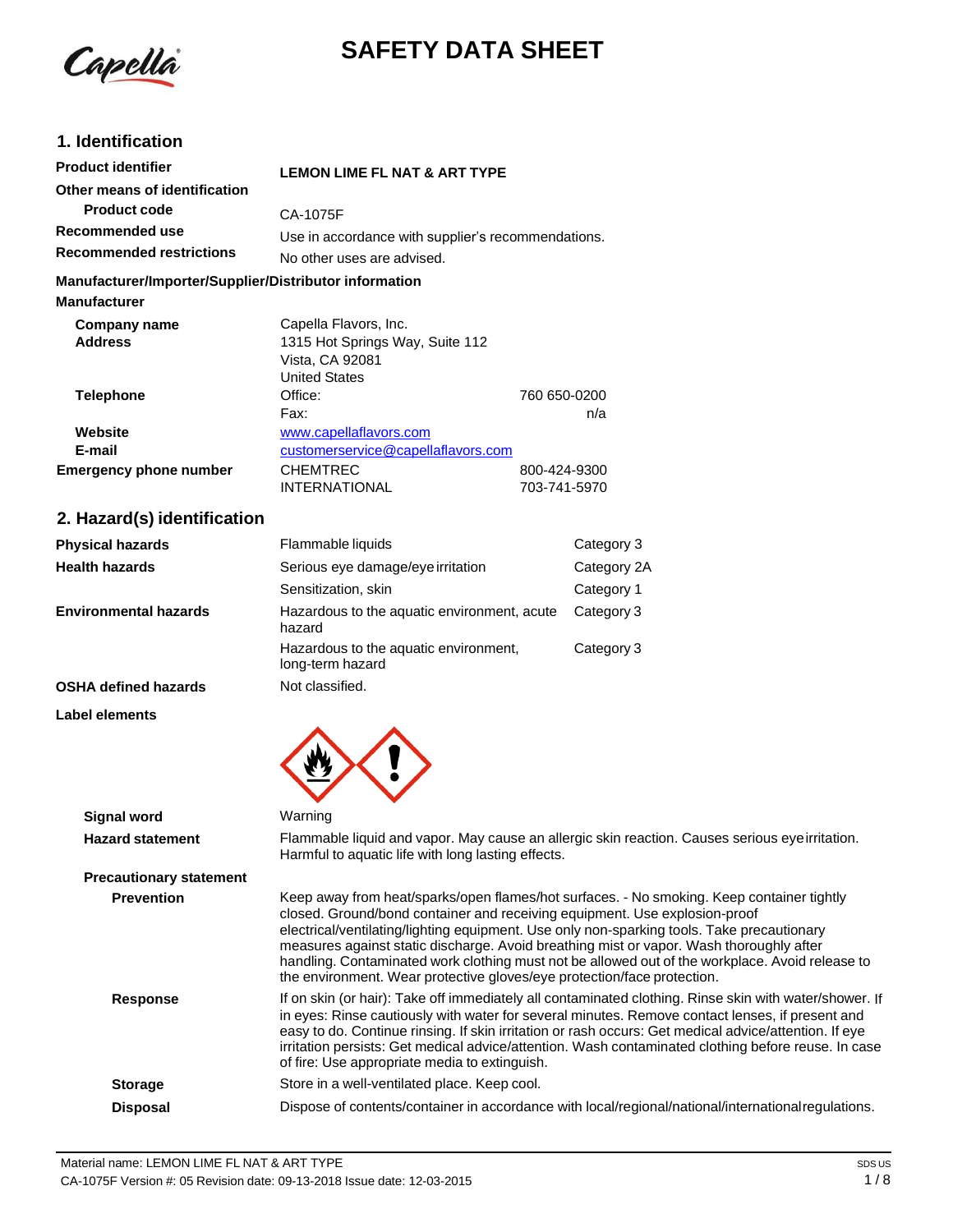# SAFETY DATA SHEET

## 1. Identification

**Product identifier** **LEMON LIME FL NAT & ART TYPE**

**Other means of identification**

**Product code** CA-1075F

**Recommended use** Use in accordance with supplier's recommendations.

**Recommended restrictions** No other uses are advised.

**Manufacturer/Importer/Supplier/Distributor information**

**Manufacturer**

| | | |
|---|---|---|
| **Company name** | Capella Flavors, Inc. | |
| **Address** | 1315 Hot Springs Way, Suite 112<br>Vista, CA 92081<br>United States | |
| **Telephone** | Office: | 760 650-0200 |
| | Fax: | n/a |
| **Website** | www.capellaflavors.com | |
| **E-mail** | customerservice@capellaflavors.com | |
| **Emergency phone number** | CHEMTREC | 800-424-9300 |
| | INTERNATIONAL | 703-741-5970 |

## 2. Hazard(s) identification

| | | |
|---|---|---|
| **Physical hazards** | Flammable liquids | Category 3 |
| **Health hazards** | Serious eye damage/eye irritation | Category 2A |
| | Sensitization, skin | Category 1 |
| **Environmental hazards** | Hazardous to the aquatic environment, acute hazard | Category 3 |
| | Hazardous to the aquatic environment, long-term hazard | Category 3 |
| **OSHA defined hazards** | Not classified. | |

**Label elements**

**Signal word** Warning

**Hazard statement** Flammable liquid and vapor. May cause an allergic skin reaction. Causes serious eye irritation. Harmful to aquatic life with long lasting effects.

**Precautionary statement**

**Prevention** Keep away from heat/sparks/open flames/hot surfaces. - No smoking. Keep container tightly closed. Ground/bond container and receiving equipment. Use explosion-proof electrical/ventilating/lighting equipment. Use only non-sparking tools. Take precautionary measures against static discharge. Avoid breathing mist or vapor. Wash thoroughly after handling. Contaminated work clothing must not be allowed out of the workplace. Avoid release to the environment. Wear protective gloves/eye protection/face protection.

**Response** If on skin (or hair): Take off immediately all contaminated clothing. Rinse skin with water/shower. If in eyes: Rinse cautiously with water for several minutes. Remove contact lenses, if present and easy to do. Continue rinsing. If skin irritation or rash occurs: Get medical advice/attention. If eye irritation persists: Get medical advice/attention. Wash contaminated clothing before reuse. In case of fire: Use appropriate media to extinguish.

**Storage** Store in a well-ventilated place. Keep cool.

**Disposal** Dispose of contents/container in accordance with local/regional/national/international regulations.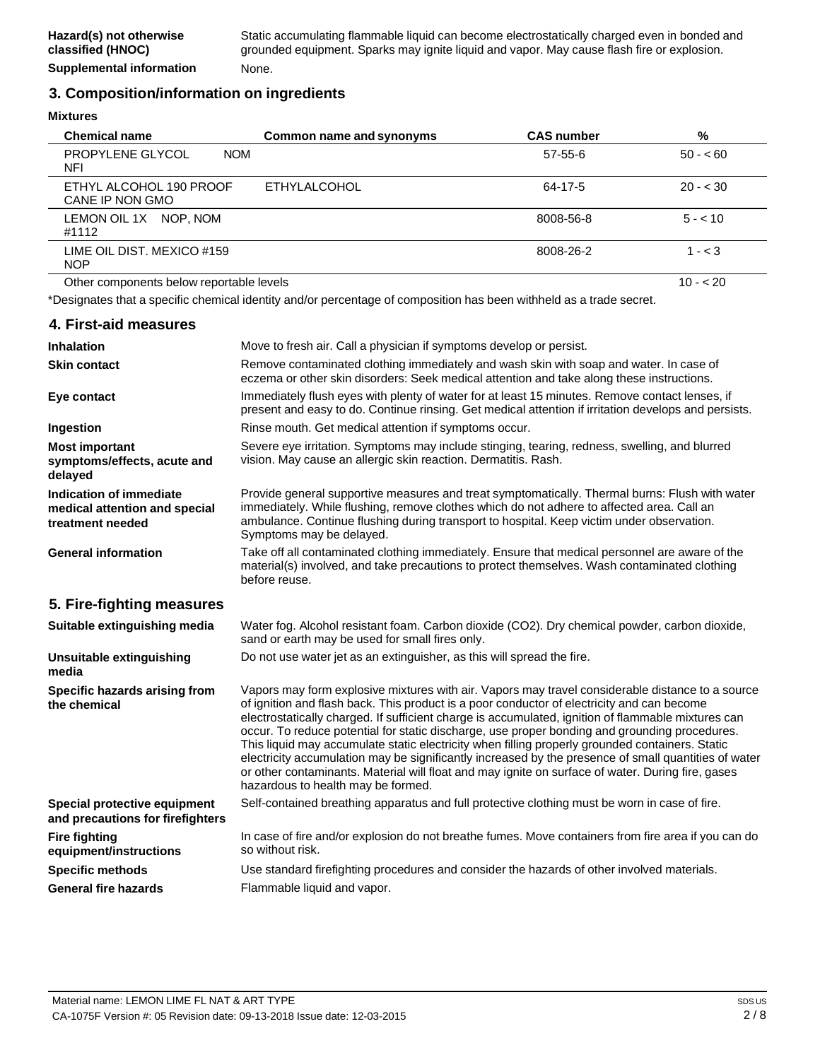**Hazard(s) not otherwise classified (HNOC)**: Static accumulating flammable liquid can become electrostatically charged even in bonded and grounded equipment. Sparks may ignite liquid and vapor. May cause flash fire or explosion.

**Supplemental information**: None.

## 3. Composition/information on ingredients

**Mixtures**

| Chemical name | Common name and synonyms | CAS number | % |
|---|---|---|---|
| PROPYLENE GLYCOL NOM NFI | | 57-55-6 | 50 - < 60 |
| ETHYL ALCOHOL 190 PROOF CANE IP NON GMO | ETHYLALCOHOL | 64-17-5 | 20 - < 30 |
| LEMON OIL 1X NOP, NOM #1112 | | 8008-56-8 | 5 - < 10 |
| LIME OIL DIST. MEXICO #159 NOP | | 8008-26-2 | 1 - < 3 |
| Other components below reportable levels | | | 10 - < 20 |

*Designates that a specific chemical identity and/or percentage of composition has been withheld as a trade secret.

## 4. First-aid measures

**Inhalation**: Move to fresh air. Call a physician if symptoms develop or persist.

**Skin contact**: Remove contaminated clothing immediately and wash skin with soap and water. In case of eczema or other skin disorders: Seek medical attention and take along these instructions.

**Eye contact**: Immediately flush eyes with plenty of water for at least 15 minutes. Remove contact lenses, if present and easy to do. Continue rinsing. Get medical attention if irritation develops and persists.

**Ingestion**: Rinse mouth. Get medical attention if symptoms occur.

**Most important symptoms/effects, acute and delayed**: Severe eye irritation. Symptoms may include stinging, tearing, redness, swelling, and blurred vision. May cause an allergic skin reaction. Dermatitis. Rash.

**Indication of immediate medical attention and special treatment needed**: Provide general supportive measures and treat symptomatically. Thermal burns: Flush with water immediately. While flushing, remove clothes which do not adhere to affected area. Call an ambulance. Continue flushing during transport to hospital. Keep victim under observation. Symptoms may be delayed.

**General information**: Take off all contaminated clothing immediately. Ensure that medical personnel are aware of the material(s) involved, and take precautions to protect themselves. Wash contaminated clothing before reuse.

## 5. Fire-fighting measures

**Suitable extinguishing media**: Water fog. Alcohol resistant foam. Carbon dioxide ($CO_2$). Dry chemical powder, carbon dioxide, sand or earth may be used for small fires only.

**Unsuitable extinguishing media**: Do not use water jet as an extinguisher, as this will spread the fire.

**Specific hazards arising from the chemical**: Vapors may form explosive mixtures with air. Vapors may travel considerable distance to a source of ignition and flash back. This product is a poor conductor of electricity and can become electrostatically charged. If sufficient charge is accumulated, ignition of flammable mixtures can occur. To reduce potential for static discharge, use proper bonding and grounding procedures. This liquid may accumulate static electricity when filling properly grounded containers. Static electricity accumulation may be significantly increased by the presence of small quantities of water or other contaminants. Material will float and may ignite on surface of water. During fire, gases hazardous to health may be formed.

**Special protective equipment and precautions for firefighters**: Self-contained breathing apparatus and full protective clothing must be worn in case of fire.

**Fire fighting equipment/instructions**: In case of fire and/or explosion do not breathe fumes. Move containers from fire area if you can do so without risk.

**Specific methods**: Use standard firefighting procedures and consider the hazards of other involved materials.

**General fire hazards**: Flammable liquid and vapor.

Material name: LEMON LIME FL NAT & ART TYPE
CA-1075F Version #: 05 Revision date: 09-13-2018 Issue date: 12-03-2015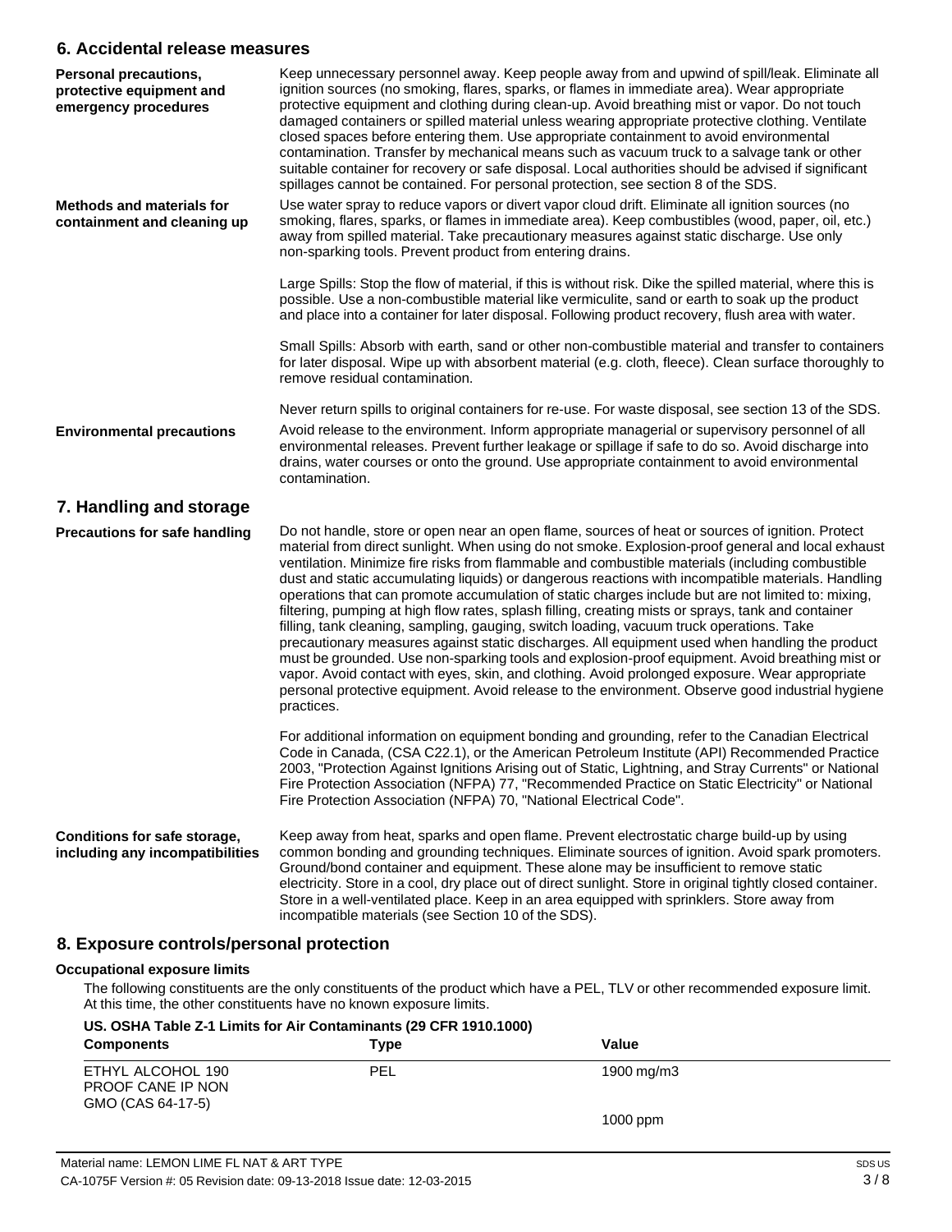## 6. Accidental release measures

**Personal precautions, protective equipment and emergency procedures**

Keep unnecessary personnel away. Keep people away from and upwind of spill/leak. Eliminate all ignition sources (no smoking, flares, sparks, or flames in immediate area). Wear appropriate protective equipment and clothing during clean-up. Avoid breathing mist or vapor. Do not touch damaged containers or spilled material unless wearing appropriate protective clothing. Ventilate closed spaces before entering them. Use appropriate containment to avoid environmental contamination. Transfer by mechanical means such as vacuum truck to a salvage tank or other suitable container for recovery or safe disposal. Local authorities should be advised if significant spillages cannot be contained. For personal protection, see section 8 of the SDS.

**Methods and materials for containment and cleaning up**

Use water spray to reduce vapors or divert vapor cloud drift. Eliminate all ignition sources (no smoking, flares, sparks, or flames in immediate area). Keep combustibles (wood, paper, oil, etc.) away from spilled material. Take precautionary measures against static discharge. Use only non-sparking tools. Prevent product from entering drains.

Large Spills: Stop the flow of material, if this is without risk. Dike the spilled material, where this is possible. Use a non-combustible material like vermiculite, sand or earth to soak up the product and place into a container for later disposal. Following product recovery, flush area with water.

Small Spills: Absorb with earth, sand or other non-combustible material and transfer to containers for later disposal. Wipe up with absorbent material (e.g. cloth, fleece). Clean surface thoroughly to remove residual contamination.

Never return spills to original containers for re-use. For waste disposal, see section 13 of the SDS.

**Environmental precautions**

Avoid release to the environment. Inform appropriate managerial or supervisory personnel of all environmental releases. Prevent further leakage or spillage if safe to do so. Avoid discharge into drains, water courses or onto the ground. Use appropriate containment to avoid environmental contamination.

## 7. Handling and storage

**Precautions for safe handling**

Do not handle, store or open near an open flame, sources of heat or sources of ignition. Protect material from direct sunlight. When using do not smoke. Explosion-proof general and local exhaust ventilation. Minimize fire risks from flammable and combustible materials (including combustible dust and static accumulating liquids) or dangerous reactions with incompatible materials. Handling operations that can promote accumulation of static charges include but are not limited to: mixing, filtering, pumping at high flow rates, splash filling, creating mists or sprays, tank and container filling, tank cleaning, sampling, gauging, switch loading, vacuum truck operations. Take precautionary measures against static discharges. All equipment used when handling the product must be grounded. Use non-sparking tools and explosion-proof equipment. Avoid breathing mist or vapor. Avoid contact with eyes, skin, and clothing. Avoid prolonged exposure. Wear appropriate personal protective equipment. Avoid release to the environment. Observe good industrial hygiene practices.

For additional information on equipment bonding and grounding, refer to the Canadian Electrical Code in Canada, (CSA C22.1), or the American Petroleum Institute (API) Recommended Practice 2003, "Protection Against Ignitions Arising out of Static, Lightning, and Stray Currents" or National Fire Protection Association (NFPA) 77, "Recommended Practice on Static Electricity" or National Fire Protection Association (NFPA) 70, "National Electrical Code".

**Conditions for safe storage, including any incompatibilities**

Keep away from heat, sparks and open flame. Prevent electrostatic charge build-up by using common bonding and grounding techniques. Eliminate sources of ignition. Avoid spark promoters. Ground/bond container and equipment. These alone may be insufficient to remove static electricity. Store in a cool, dry place out of direct sunlight. Store in original tightly closed container. Store in a well-ventilated place. Keep in an area equipped with sprinklers. Store away from incompatible materials (see Section 10 of the SDS).

## 8. Exposure controls/personal protection

**Occupational exposure limits**

The following constituents are the only constituents of the product which have a PEL, TLV or other recommended exposure limit. At this time, the other constituents have no known exposure limits.

**US. OSHA Table Z-1 Limits for Air Contaminants (29 CFR 1910.1000)**

| Components | Type | Value |
|---|---|---|
| ETHYL ALCOHOL 190 PROOF CANE IP NON GMO (CAS 64-17-5) | PEL | 1900 mg/m3 |
| | | 1000 ppm |

Material name: LEMON LIME FL NAT & ART TYPE

CA-1075F Version #: 05 Revision date: 09-13-2018 Issue date: 12-03-2015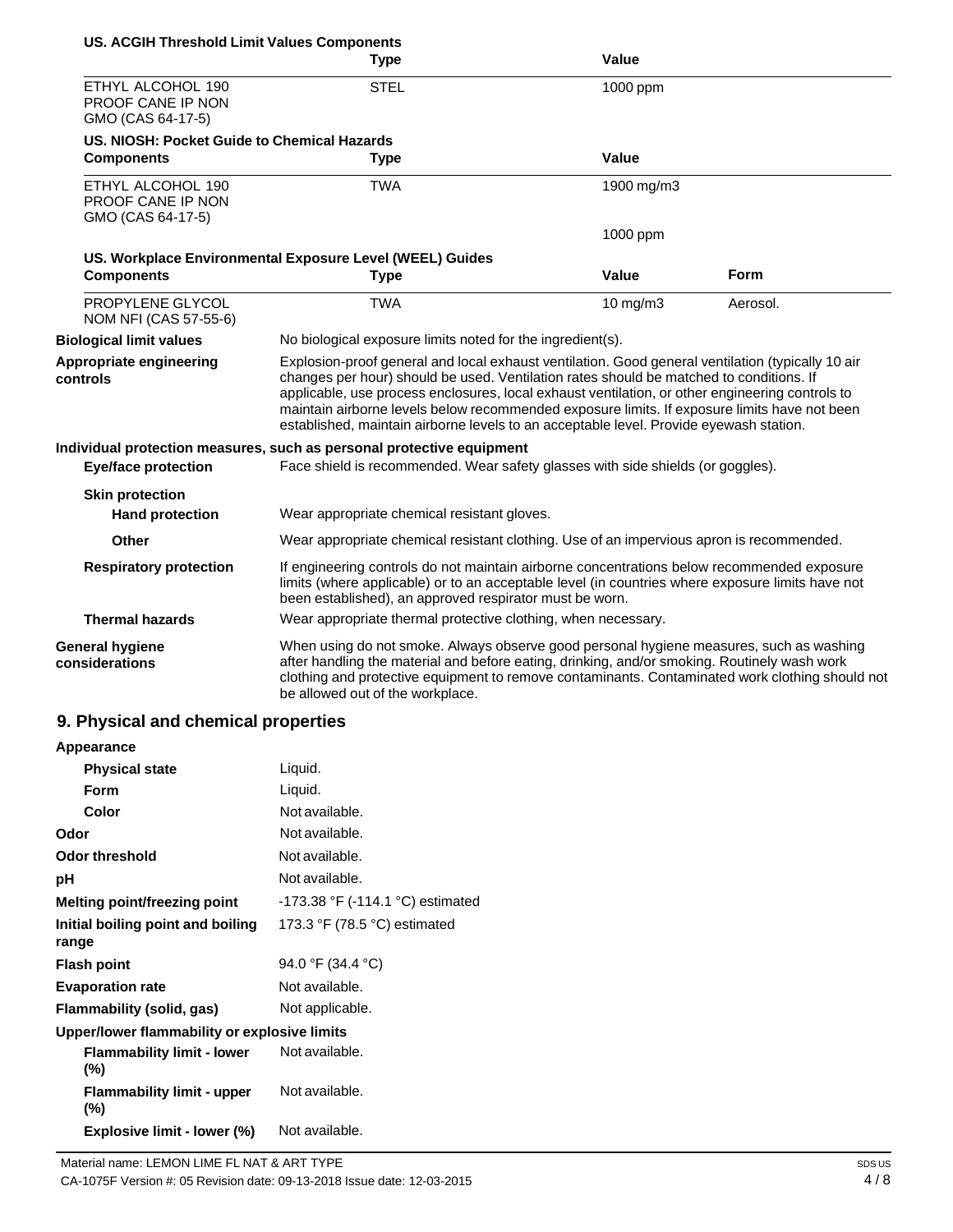**US. ACGIH Threshold Limit Values Components**

| | Type | Value |
|---|---|---|
| ETHYL ALCOHOL 190 PROOF CANE IP NON GMO (CAS 64-17-5) | STEL | 1000 ppm |

**US. NIOSH: Pocket Guide to Chemical Hazards**

| Components | Type | Value |
|---|---|---|
| ETHYL ALCOHOL 190 PROOF CANE IP NON GMO (CAS 64-17-5) | TWA | 1900 mg/m3 |
| | | 1000 ppm |

**US. Workplace Environmental Exposure Level (WEEL) Guides**

| Components | Type | Value | Form |
|---|---|---|---|
| PROPYLENE GLYCOL NOM NFI (CAS 57-55-6) | TWA | 10 mg/m3 | Aerosol. |

**Biological limit values** No biological exposure limits noted for the ingredient(s).

**Appropriate engineering controls** Explosion-proof general and local exhaust ventilation. Good general ventilation (typically 10 air changes per hour) should be used. Ventilation rates should be matched to conditions. If applicable, use process enclosures, local exhaust ventilation, or other engineering controls to maintain airborne levels below recommended exposure limits. If exposure limits have not been established, maintain airborne levels to an acceptable level. Provide eyewash station.

**Individual protection measures, such as personal protective equipment**

**Eye/face protection** Face shield is recommended. Wear safety glasses with side shields (or goggles).

**Skin protection**

**Hand protection** Wear appropriate chemical resistant gloves.

**Other** Wear appropriate chemical resistant clothing. Use of an impervious apron is recommended.

**Respiratory protection** If engineering controls do not maintain airborne concentrations below recommended exposure limits (where applicable) or to an acceptable level (in countries where exposure limits have not been established), an approved respirator must be worn.

**Thermal hazards** Wear appropriate thermal protective clothing, when necessary.

**General hygiene considerations** When using do not smoke. Always observe good personal hygiene measures, such as washing after handling the material and before eating, drinking, and/or smoking. Routinely wash work clothing and protective equipment to remove contaminants. Contaminated work clothing should not be allowed out of the workplace.

## 9. Physical and chemical properties

**Appearance**

| | |
|---|---|
| **Physical state** | Liquid. |
| **Form** | Liquid. |
| **Color** | Not available. |
| **Odor** | Not available. |
| **Odor threshold** | Not available. |
| **pH** | Not available. |
| **Melting point/freezing point** | -173.38 °F (-114.1 °C) estimated |
| **Initial boiling point and boiling range** | 173.3 °F (78.5 °C) estimated |
| **Flash point** | 94.0 °F (34.4 °C) |
| **Evaporation rate** | Not available. |
| **Flammability (solid, gas)** | Not applicable. |

**Upper/lower flammability or explosive limits**

| | |
|---|---|
| **Flammability limit - lower (%)** | Not available. |
| **Flammability limit - upper (%)** | Not available. |
| **Explosive limit - lower (%)** | Not available. |

Material name: LEMON LIME FL NAT & ART TYPE
CA-1075F Version #: 05 Revision date: 09-13-2018 Issue date: 12-03-2015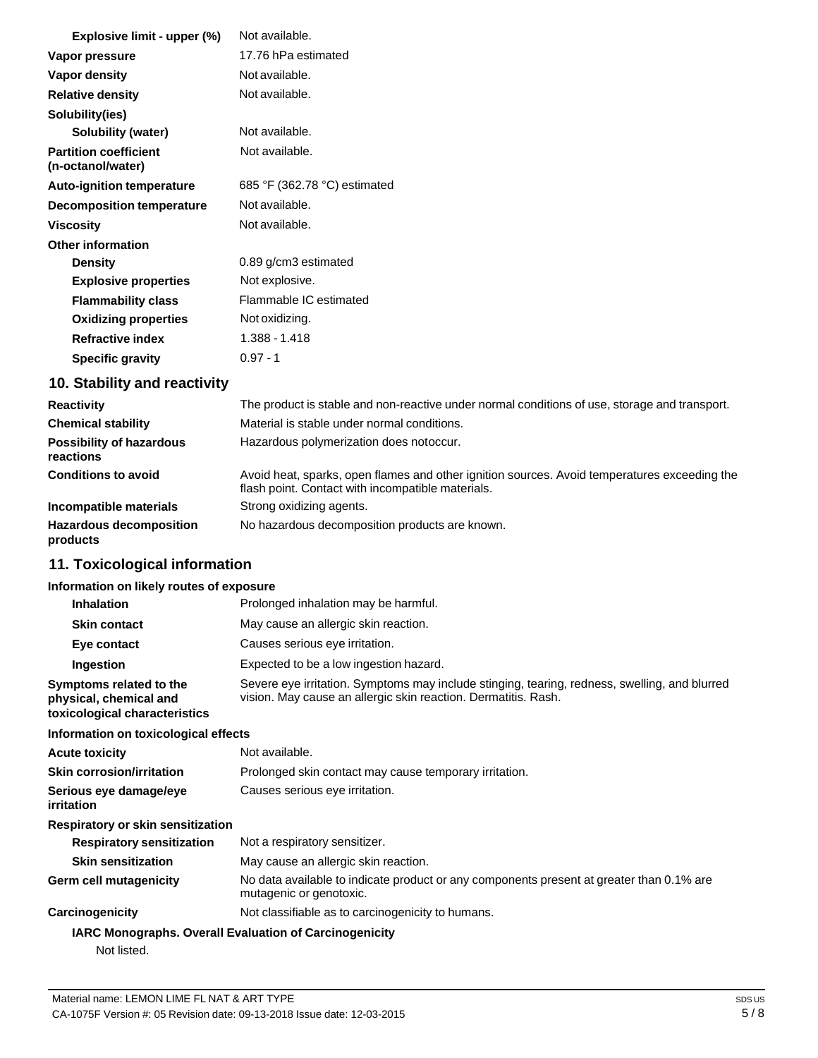| | |
|---|---|
| **Explosive limit - upper (%)** | Not available. |
| **Vapor pressure** | 17.76 hPa estimated |
| **Vapor density** | Not available. |
| **Relative density** | Not available. |
| **Solubility(ies)** | |
| **Solubility (water)** | Not available. |
| **Partition coefficient (n-octanol/water)** | Not available. |
| **Auto-ignition temperature** | 685 °F (362.78 °C) estimated |
| **Decomposition temperature** | Not available. |
| **Viscosity** | Not available. |
| **Other information** | |
| **Density** | 0.89 g/cm3 estimated |
| **Explosive properties** | Not explosive. |
| **Flammability class** | Flammable IC estimated |
| **Oxidizing properties** | Not oxidizing. |
| **Refractive index** | 1.388 - 1.418 |
| **Specific gravity** | 0.97 - 1 |

## 10. Stability and reactivity

| | |
|---|---|
| **Reactivity** | The product is stable and non-reactive under normal conditions of use, storage and transport. |
| **Chemical stability** | Material is stable under normal conditions. |
| **Possibility of hazardous reactions** | Hazardous polymerization does notoccur. |
| **Conditions to avoid** | Avoid heat, sparks, open flames and other ignition sources. Avoid temperatures exceeding the flash point. Contact with incompatible materials. |
| **Incompatible materials** | Strong oxidizing agents. |
| **Hazardous decomposition products** | No hazardous decomposition products are known. |

## 11. Toxicological information

**Information on likely routes of exposure**

| | |
|---|---|
| **Inhalation** | Prolonged inhalation may be harmful. |
| **Skin contact** | May cause an allergic skin reaction. |
| **Eye contact** | Causes serious eye irritation. |
| **Ingestion** | Expected to be a low ingestion hazard. |
| **Symptoms related to the physical, chemical and toxicological characteristics** | Severe eye irritation. Symptoms may include stinging, tearing, redness, swelling, and blurred vision. May cause an allergic skin reaction. Dermatitis. Rash. |

**Information on toxicological effects**

| | |
|---|---|
| **Acute toxicity** | Not available. |
| **Skin corrosion/irritation** | Prolonged skin contact may cause temporary irritation. |
| **Serious eye damage/eye irritation** | Causes serious eye irritation. |
| **Respiratory or skin sensitization** | |
| **Respiratory sensitization** | Not a respiratory sensitizer. |
| **Skin sensitization** | May cause an allergic skin reaction. |
| **Germ cell mutagenicity** | No data available to indicate product or any components present at greater than 0.1% are mutagenic or genotoxic. |
| **Carcinogenicity** | Not classifiable as to carcinogenicity to humans. |

**IARC Monographs. Overall Evaluation of Carcinogenicity**

Not listed.

Material name: LEMON LIME FL NAT & ART TYPE

CA-1075F Version #: 05 Revision date: 09-13-2018 Issue date: 12-03-2015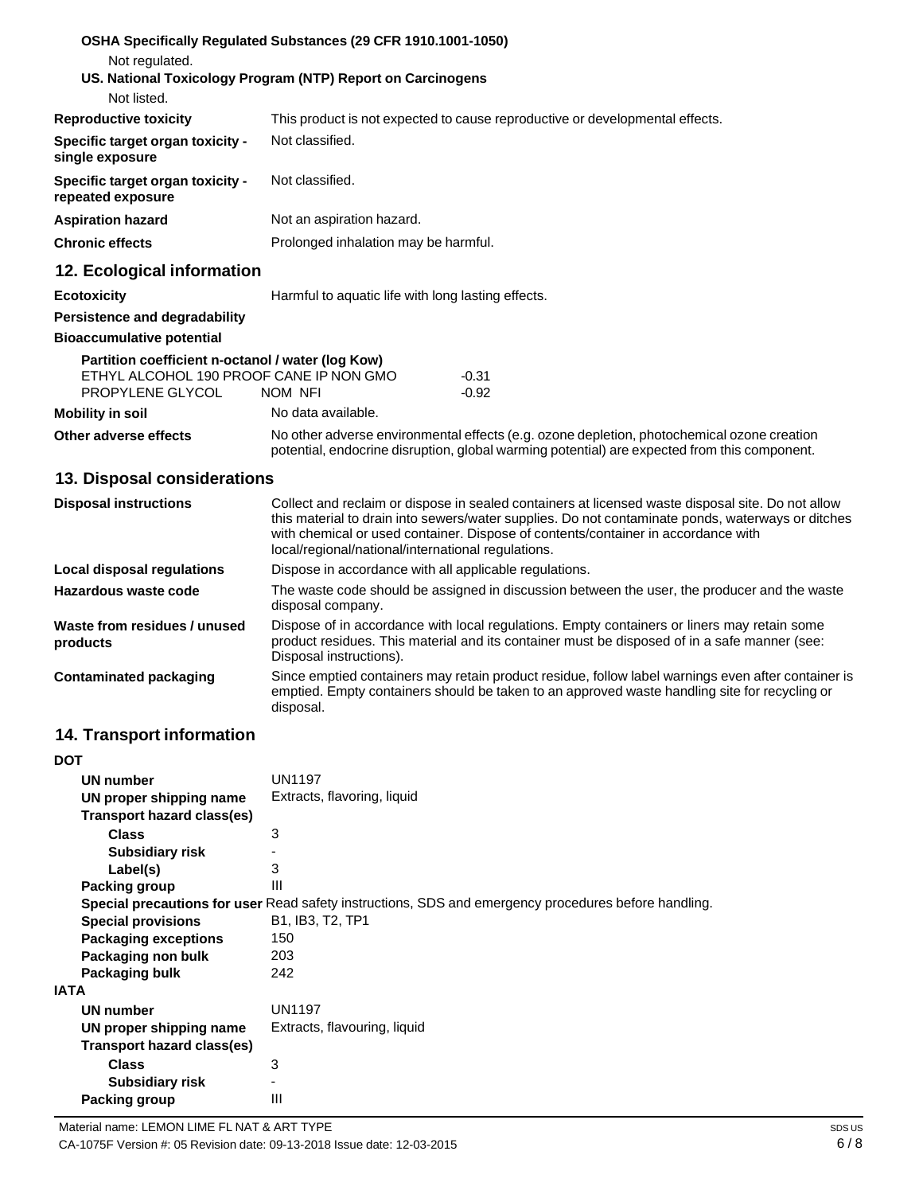**OSHA Specifically Regulated Substances (29 CFR 1910.1001-1050)**

Not regulated.

**US. National Toxicology Program (NTP) Report on Carcinogens**

Not listed.

| | |
|---|---|
| **Reproductive toxicity** | This product is not expected to cause reproductive or developmental effects. |
| **Specific target organ toxicity - single exposure** | Not classified. |
| **Specific target organ toxicity - repeated exposure** | Not classified. |
| **Aspiration hazard** | Not an aspiration hazard. |
| **Chronic effects** | Prolonged inhalation may be harmful. |

## 12. Ecological information

**Ecotoxicity** Harmful to aquatic life with long lasting effects.

**Persistence and degradability**

**Bioaccumulative potential**

**Partition coefficient n-octanol / water (log Kow)**

| | |
|---|---|
| ETHYL ALCOHOL 190 PROOF CANE IP NON GMO | -0.31 |
| PROPYLENE GLYCOL NOM NFI | -0.92 |

| | |
|---|---|
| **Mobility in soil** | No data available. |
| **Other adverse effects** | No other adverse environmental effects (e.g. ozone depletion, photochemical ozone creation potential, endocrine disruption, global warming potential) are expected from this component. |

## 13. Disposal considerations

| | |
|---|---|
| **Disposal instructions** | Collect and reclaim or dispose in sealed containers at licensed waste disposal site. Do not allow this material to drain into sewers/water supplies. Do not contaminate ponds, waterways or ditches with chemical or used container. Dispose of contents/container in accordance with local/regional/national/international regulations. |
| **Local disposal regulations** | Dispose in accordance with all applicable regulations. |
| **Hazardous waste code** | The waste code should be assigned in discussion between the user, the producer and the waste disposal company. |
| **Waste from residues / unused products** | Dispose of in accordance with local regulations. Empty containers or liners may retain some product residues. This material and its container must be disposed of in a safe manner (see: Disposal instructions). |
| **Contaminated packaging** | Since emptied containers may retain product residue, follow label warnings even after container is emptied. Empty containers should be taken to an approved waste handling site for recycling or disposal. |

## 14. Transport information

**DOT**

| | |
|---|---|
| **UN number** | UN1197 |
| **UN proper shipping name** | Extracts, flavoring, liquid |
| **Transport hazard class(es)** | |
| **Class** | 3 |
| **Subsidiary risk** | - |
| **Label(s)** | 3 |
| **Packing group** | III |
| **Special precautions for user** | Read safety instructions, SDS and emergency procedures before handling. |
| **Special provisions** | B1, IB3, T2, TP1 |
| **Packaging exceptions** | 150 |
| **Packaging non bulk** | 203 |
| **Packaging bulk** | 242 |

**IATA**

| | |
|---|---|
| **UN number** | UN1197 |
| **UN proper shipping name** | Extracts, flavouring, liquid |
| **Transport hazard class(es)** | |
| **Class** | 3 |
| **Subsidiary risk** | - |
| **Packing group** | III |

Material name: LEMON LIME FL NAT & ART TYPE

CA-1075F Version #: 05 Revision date: 09-13-2018 Issue date: 12-03-2015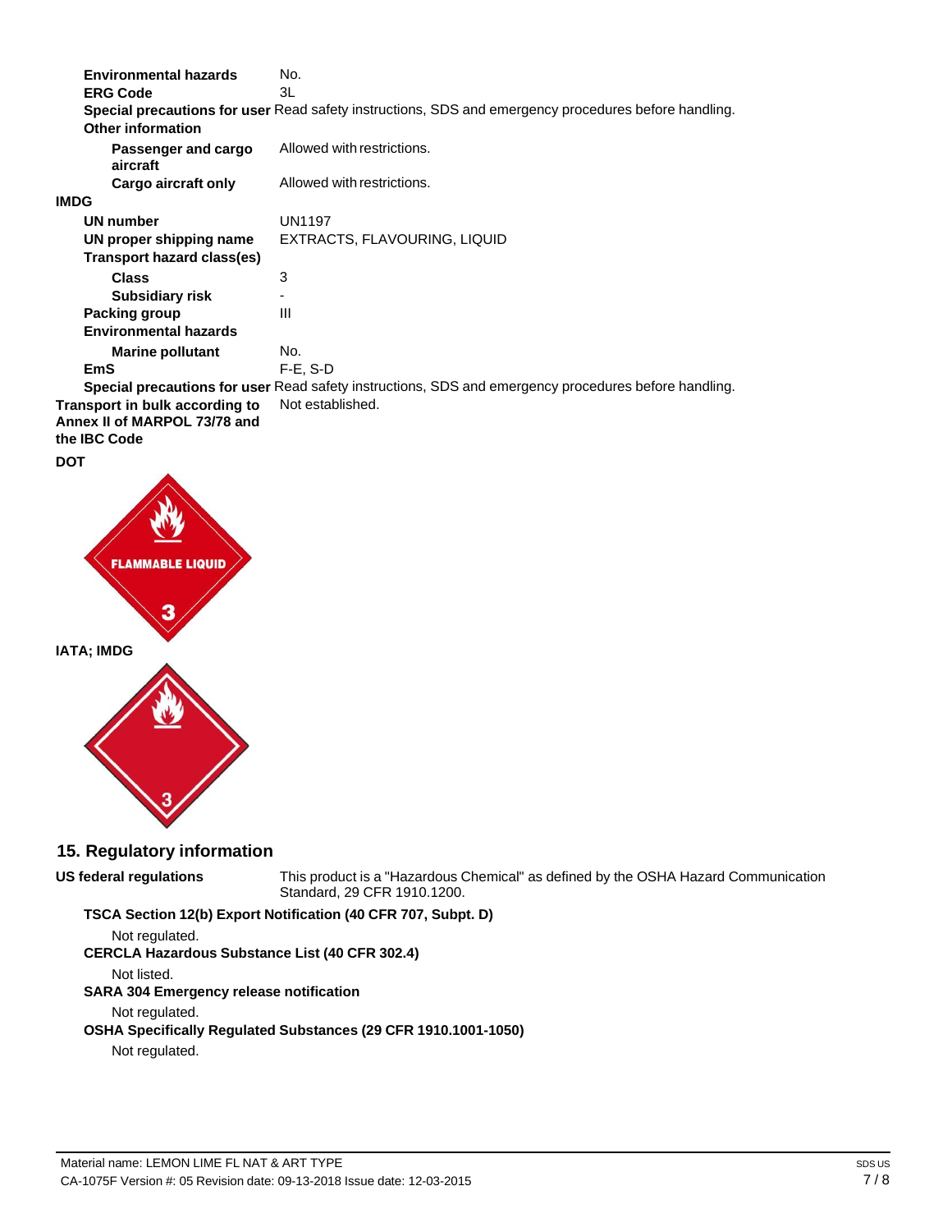**Environmental hazards** No.

**ERG Code** 3L

**Special precautions for user** Read safety instructions, SDS and emergency procedures before handling.

**Other information**

| | |
|---|---|
| **Passenger and cargo aircraft** | Allowed with restrictions. |
| **Cargo aircraft only** | Allowed with restrictions. |

**IMDG**

| | |
|---|---|
| **UN number** | UN1197 |
| **UN proper shipping name** | EXTRACTS, FLAVOURING, LIQUID |
| **Transport hazard class(es)** | |
| **Class** | 3 |
| **Subsidiary risk** | - |
| **Packing group** | III |
| **Environmental hazards** | |
| **Marine pollutant** | No. |
| **EmS** | F-E, S-D |

**Special precautions for user** Read safety instructions, SDS and emergency procedures before handling.

**Transport in bulk according to Annex II of MARPOL 73/78 and the IBC Code** Not established.

**DOT**

FLAMMABLE LIQUID 3

**IATA; IMDG**

3

## 15. Regulatory information

**US federal regulations** This product is a "Hazardous Chemical" as defined by the OSHA Hazard Communication Standard, 29 CFR 1910.1200.

**TSCA Section 12(b) Export Notification (40 CFR 707, Subpt. D)**

Not regulated.

**CERCLA Hazardous Substance List (40 CFR 302.4)**

Not listed.

**SARA 304 Emergency release notification**

Not regulated.

**OSHA Specifically Regulated Substances (29 CFR 1910.1001-1050)**

Not regulated.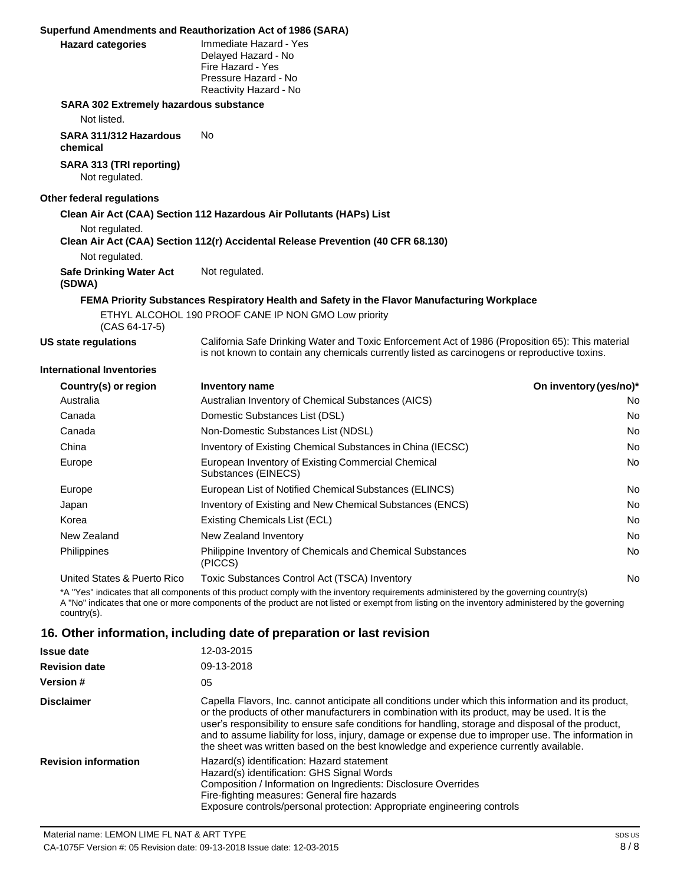**Superfund Amendments and Reauthorization Act of 1986 (SARA)**

**Hazard categories**
Immediate Hazard - Yes
Delayed Hazard - No
Fire Hazard - Yes
Pressure Hazard - No
Reactivity Hazard - No

**SARA 302 Extremely hazardous substance**

Not listed.

**SARA 311/312 Hazardous chemical** No

**SARA 313 (TRI reporting)**
Not regulated.

**Other federal regulations**

**Clean Air Act (CAA) Section 112 Hazardous Air Pollutants (HAPs) List**

Not regulated.

**Clean Air Act (CAA) Section 112(r) Accidental Release Prevention (40 CFR 68.130)**

Not regulated.

**Safe Drinking Water Act (SDWA)** Not regulated.

**FEMA Priority Substances Respiratory Health and Safety in the Flavor Manufacturing Workplace**

ETHYL ALCOHOL 190 PROOF CANE IP NON GMO Low priority
(CAS 64-17-5)

**US state regulations** California Safe Drinking Water and Toxic Enforcement Act of 1986 (Proposition 65): This material is not known to contain any chemicals currently listed as carcinogens or reproductive toxins.

**International Inventories**

| Country(s) or region | Inventory name | On inventory (yes/no)* |
|---|---|---|
| Australia | Australian Inventory of Chemical Substances (AICS) | No |
| Canada | Domestic Substances List (DSL) | No |
| Canada | Non-Domestic Substances List (NDSL) | No |
| China | Inventory of Existing Chemical Substances in China (IECSC) | No |
| Europe | European Inventory of Existing Commercial Chemical Substances (EINECS) | No |
| Europe | European List of Notified Chemical Substances (ELINCS) | No |
| Japan | Inventory of Existing and New Chemical Substances (ENCS) | No |
| Korea | Existing Chemicals List (ECL) | No |
| New Zealand | New Zealand Inventory | No |
| Philippines | Philippine Inventory of Chemicals and Chemical Substances (PICCS) | No |
| United States & Puerto Rico | Toxic Substances Control Act (TSCA) Inventory | No |

*A "Yes" indicates that all components of this product comply with the inventory requirements administered by the governing country(s)
A "No" indicates that one or more components of the product are not listed or exempt from listing on the inventory administered by the governing country(s).

## 16. Other information, including date of preparation or last revision

**Issue date** 12-03-2015

**Revision date** 09-13-2018

**Version #** 05

**Disclaimer** Capella Flavors, Inc. cannot anticipate all conditions under which this information and its product, or the products of other manufacturers in combination with its product, may be used. It is the user's responsibility to ensure safe conditions for handling, storage and disposal of the product, and to assume liability for loss, injury, damage or expense due to improper use. The information in the sheet was written based on the best knowledge and experience currently available.

**Revision information**
Hazard(s) identification: Hazard statement
Hazard(s) identification: GHS Signal Words
Composition / Information on Ingredients: Disclosure Overrides
Fire-fighting measures: General fire hazards
Exposure controls/personal protection: Appropriate engineering controls